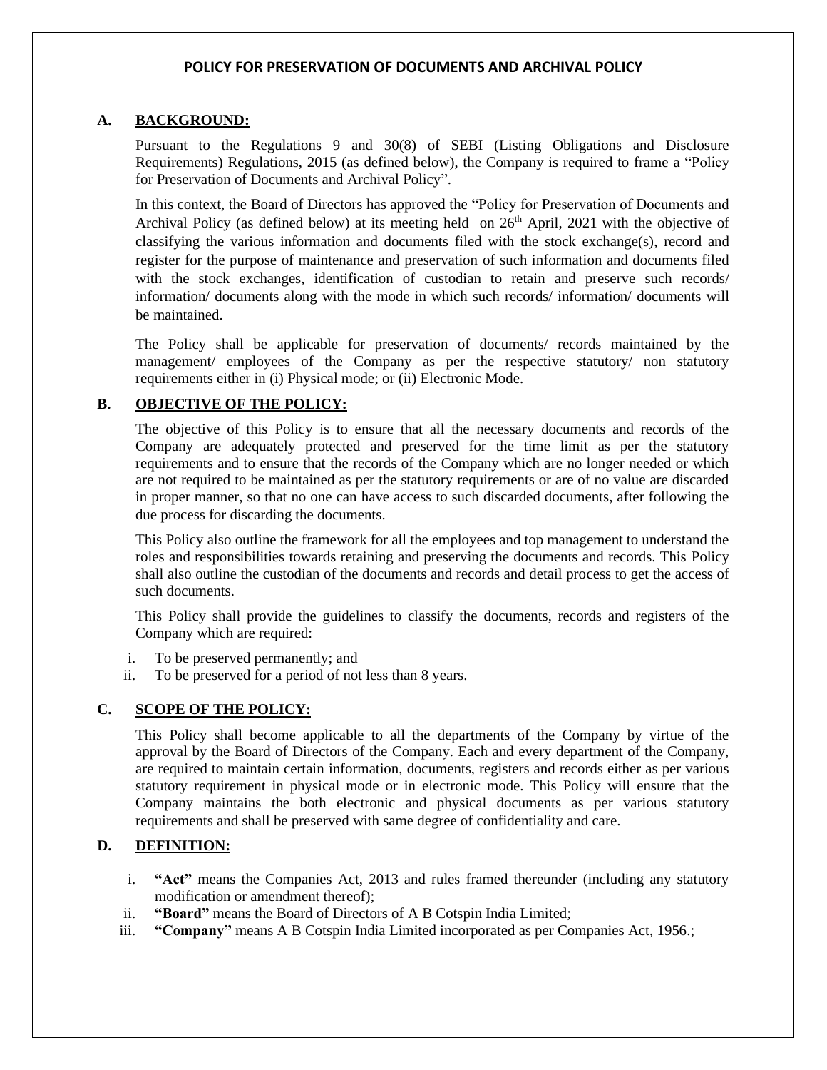# POLICY FOR PRESERVATION OF DOCUMENTS AND ARCHIVAL POLICY

## A. BACKGROUND:

Pursuant to the Regulations 9 and 30(8) of SEBI (Listing Obligations and Disclosure Requirements) Regulations, 2015 (as defined below), the Company is required to frame a "Policy for Preservation of Documents and Archival Policy".

In this context, the Board of Directors has approved the "Policy for Preservation of Documents and Archival Policy (as defined below) at its meeting held on 26th April, 2021 with the objective of classifying the various information and documents filed with the stock exchange(s), record and register for the purpose of maintenance and preservation of such information and documents filed with the stock exchanges, identification of custodian to retain and preserve such records/ information/ documents along with the mode in which such records/ information/ documents will be maintained.

The Policy shall be applicable for preservation of documents/ records maintained by the management/ employees of the Company as per the respective statutory/ non statutory requirements either in (i) Physical mode; or (ii) Electronic Mode.

## B. OBJECTIVE OF THE POLICY:

The objective of this Policy is to ensure that all the necessary documents and records of the Company are adequately protected and preserved for the time limit as per the statutory requirements and to ensure that the records of the Company which are no longer needed or which are not required to be maintained as per the statutory requirements or are of no value are discarded in proper manner, so that no one can have access to such discarded documents, after following the due process for discarding the documents.

This Policy also outline the framework for all the employees and top management to understand the roles and responsibilities towards retaining and preserving the documents and records. This Policy shall also outline the custodian of the documents and records and detail process to get the access of such documents.

This Policy shall provide the guidelines to classify the documents, records and registers of the Company which are required:

i. To be preserved permanently; and
ii. To be preserved for a period of not less than 8 years.

## C. SCOPE OF THE POLICY:

This Policy shall become applicable to all the departments of the Company by virtue of the approval by the Board of Directors of the Company. Each and every department of the Company, are required to maintain certain information, documents, registers and records either as per various statutory requirement in physical mode or in electronic mode. This Policy will ensure that the Company maintains the both electronic and physical documents as per various statutory requirements and shall be preserved with same degree of confidentiality and care.

## D. DEFINITION:

i. **"Act"** means the Companies Act, 2013 and rules framed thereunder (including any statutory modification or amendment thereof);
ii. **"Board"** means the Board of Directors of A B Cotspin India Limited;
iii. **"Company"** means A B Cotspin India Limited incorporated as per Companies Act, 1956.;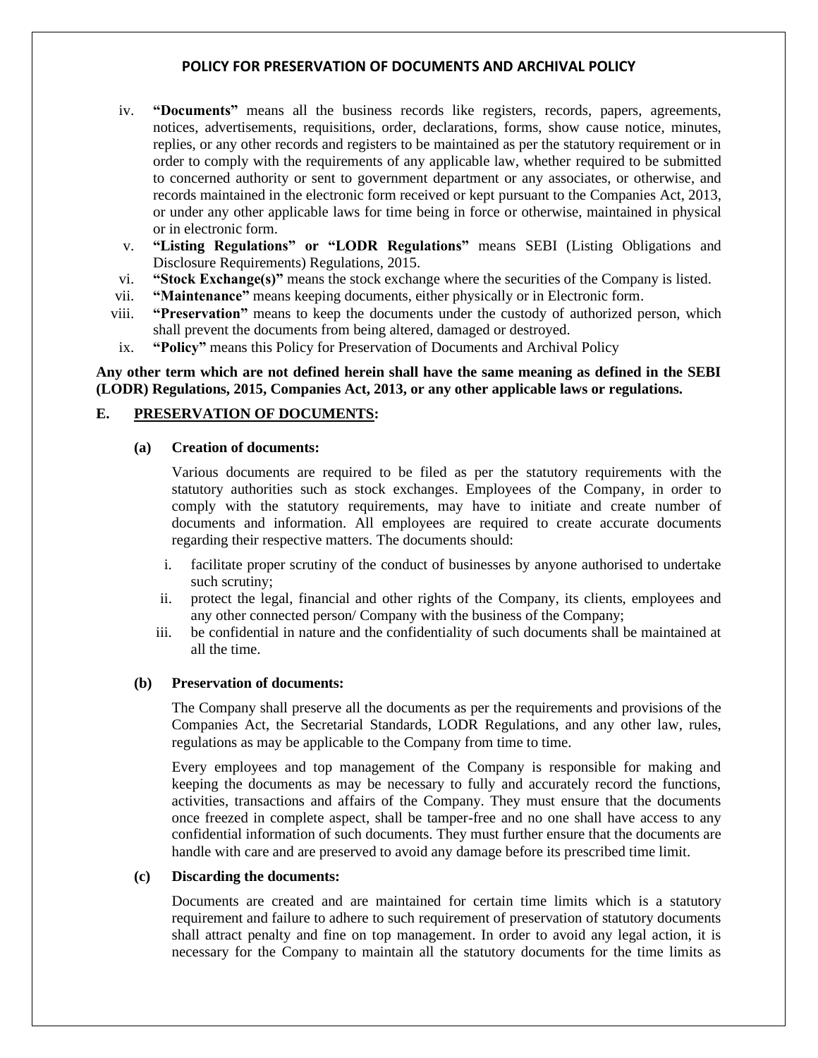iv. **"Documents"** means all the business records like registers, records, papers, agreements, notices, advertisements, requisitions, order, declarations, forms, show cause notice, minutes, replies, or any other records and registers to be maintained as per the statutory requirement or in order to comply with the requirements of any applicable law, whether required to be submitted to concerned authority or sent to government department or any associates, or otherwise, and records maintained in the electronic form received or kept pursuant to the Companies Act, 2013, or under any other applicable laws for time being in force or otherwise, maintained in physical or in electronic form.

v. **"Listing Regulations" or "LODR Regulations"** means SEBI (Listing Obligations and Disclosure Requirements) Regulations, 2015.

vi. **"Stock Exchange(s)"** means the stock exchange where the securities of the Company is listed.

vii. **"Maintenance"** means keeping documents, either physically or in Electronic form.

viii. **"Preservation"** means to keep the documents under the custody of authorized person, which shall prevent the documents from being altered, damaged or destroyed.

ix. **"Policy"** means this Policy for Preservation of Documents and Archival Policy

**Any other term which are not defined herein shall have the same meaning as defined in the SEBI (LODR) Regulations, 2015, Companies Act, 2013, or any other applicable laws or regulations.**

## E. PRESERVATION OF DOCUMENTS:

### (a) Creation of documents:

Various documents are required to be filed as per the statutory requirements with the statutory authorities such as stock exchanges. Employees of the Company, in order to comply with the statutory requirements, may have to initiate and create number of documents and information. All employees are required to create accurate documents regarding their respective matters. The documents should:

i. facilitate proper scrutiny of the conduct of businesses by anyone authorised to undertake such scrutiny;

ii. protect the legal, financial and other rights of the Company, its clients, employees and any other connected person/ Company with the business of the Company;

iii. be confidential in nature and the confidentiality of such documents shall be maintained at all the time.

### (b) Preservation of documents:

The Company shall preserve all the documents as per the requirements and provisions of the Companies Act, the Secretarial Standards, LODR Regulations, and any other law, rules, regulations as may be applicable to the Company from time to time.

Every employees and top management of the Company is responsible for making and keeping the documents as may be necessary to fully and accurately record the functions, activities, transactions and affairs of the Company. They must ensure that the documents once freezed in complete aspect, shall be tamper-free and no one shall have access to any confidential information of such documents. They must further ensure that the documents are handle with care and are preserved to avoid any damage before its prescribed time limit.

### (c) Discarding the documents:

Documents are created and are maintained for certain time limits which is a statutory requirement and failure to adhere to such requirement of preservation of statutory documents shall attract penalty and fine on top management. In order to avoid any legal action, it is necessary for the Company to maintain all the statutory documents for the time limits as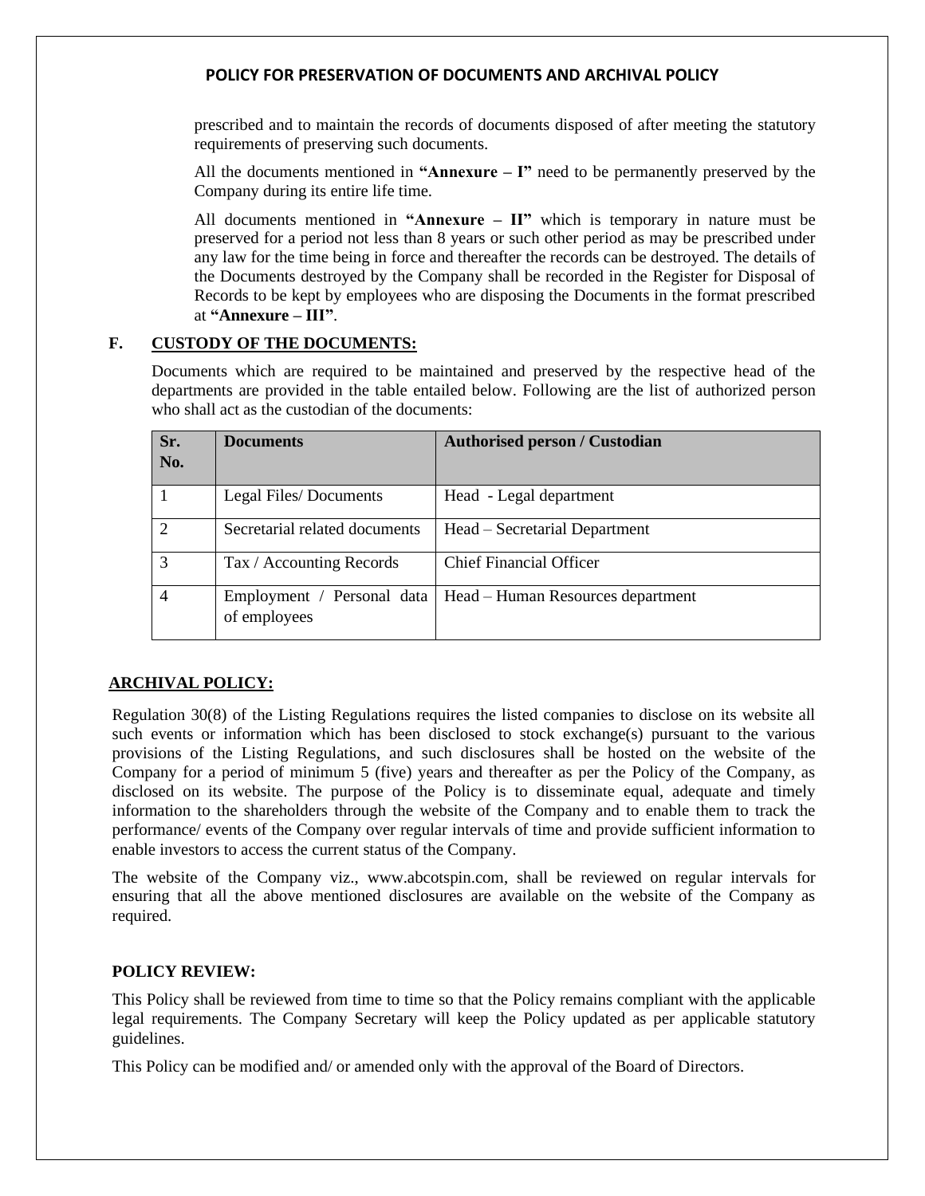prescribed and to maintain the records of documents disposed of after meeting the statutory requirements of preserving such documents.

All the documents mentioned in **"Annexure – I"** need to be permanently preserved by the Company during its entire life time.

All documents mentioned in **"Annexure – II"** which is temporary in nature must be preserved for a period not less than 8 years or such other period as may be prescribed under any law for the time being in force and thereafter the records can be destroyed. The details of the Documents destroyed by the Company shall be recorded in the Register for Disposal of Records to be kept by employees who are disposing the Documents in the format prescribed at **"Annexure – III"**.

## F. CUSTODY OF THE DOCUMENTS:

Documents which are required to be maintained and preserved by the respective head of the departments are provided in the table entailed below. Following are the list of authorized person who shall act as the custodian of the documents:

| Sr. No. | Documents | Authorised person / Custodian |
|---|---|---|
| 1 | Legal Files/ Documents | Head - Legal department |
| 2 | Secretarial related documents | Head – Secretarial Department |
| 3 | Tax / Accounting Records | Chief Financial Officer |
| 4 | Employment / Personal data of employees | Head – Human Resources department |

## ARCHIVAL POLICY:

Regulation 30(8) of the Listing Regulations requires the listed companies to disclose on its website all such events or information which has been disclosed to stock exchange(s) pursuant to the various provisions of the Listing Regulations, and such disclosures shall be hosted on the website of the Company for a period of minimum 5 (five) years and thereafter as per the Policy of the Company, as disclosed on its website. The purpose of the Policy is to disseminate equal, adequate and timely information to the shareholders through the website of the Company and to enable them to track the performance/ events of the Company over regular intervals of time and provide sufficient information to enable investors to access the current status of the Company.

The website of the Company viz., www.abcotspin.com, shall be reviewed on regular intervals for ensuring that all the above mentioned disclosures are available on the website of the Company as required.

## POLICY REVIEW:

This Policy shall be reviewed from time to time so that the Policy remains compliant with the applicable legal requirements. The Company Secretary will keep the Policy updated as per applicable statutory guidelines.

This Policy can be modified and/ or amended only with the approval of the Board of Directors.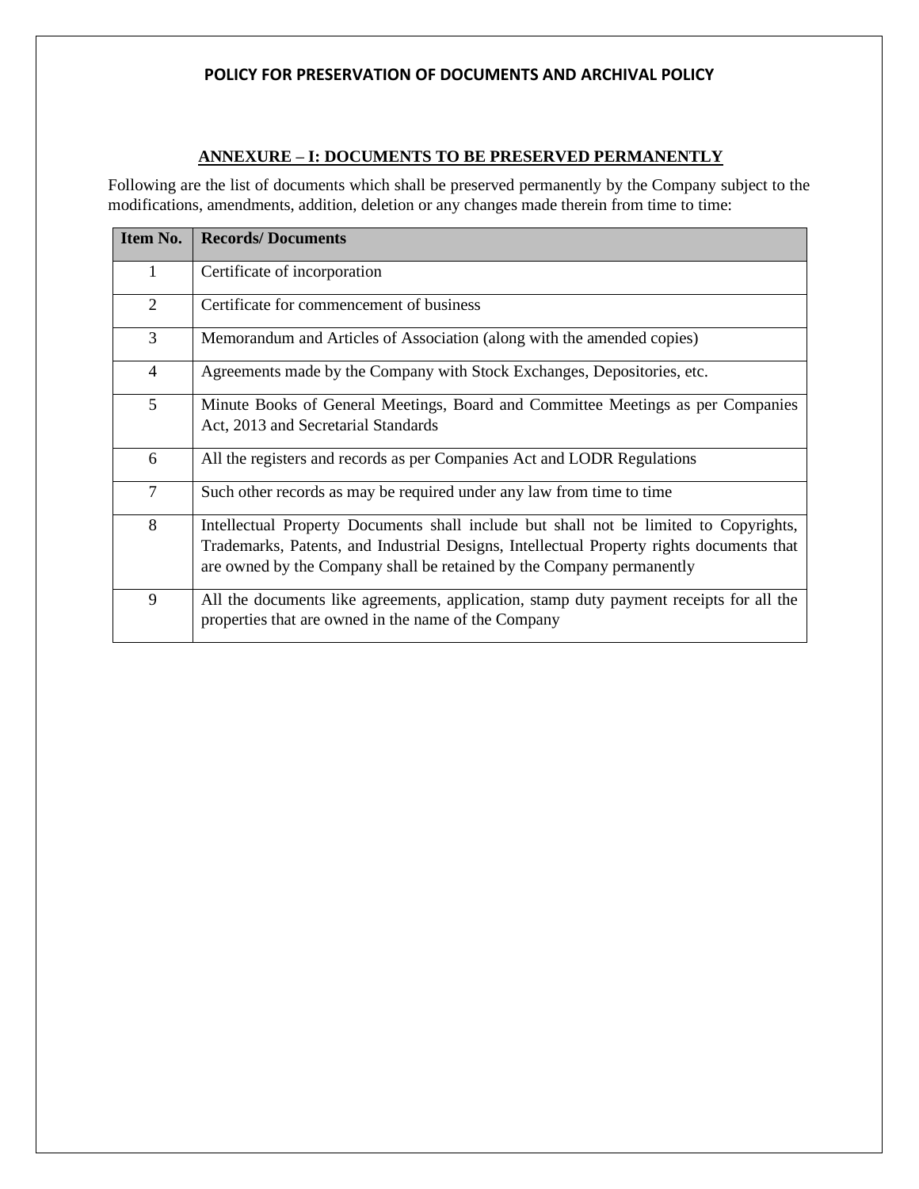# POLICY FOR PRESERVATION OF DOCUMENTS AND ARCHIVAL POLICY

## ANNEXURE – I: DOCUMENTS TO BE PRESERVED PERMANENTLY

Following are the list of documents which shall be preserved permanently by the Company subject to the modifications, amendments, addition, deletion or any changes made therein from time to time:

| Item No. | Records/ Documents |
|---|---|
| 1 | Certificate of incorporation |
| 2 | Certificate for commencement of business |
| 3 | Memorandum and Articles of Association (along with the amended copies) |
| 4 | Agreements made by the Company with Stock Exchanges, Depositories, etc. |
| 5 | Minute Books of General Meetings, Board and Committee Meetings as per Companies Act, 2013 and Secretarial Standards |
| 6 | All the registers and records as per Companies Act and LODR Regulations |
| 7 | Such other records as may be required under any law from time to time |
| 8 | Intellectual Property Documents shall include but shall not be limited to Copyrights, Trademarks, Patents, and Industrial Designs, Intellectual Property rights documents that are owned by the Company shall be retained by the Company permanently |
| 9 | All the documents like agreements, application, stamp duty payment receipts for all the properties that are owned in the name of the Company |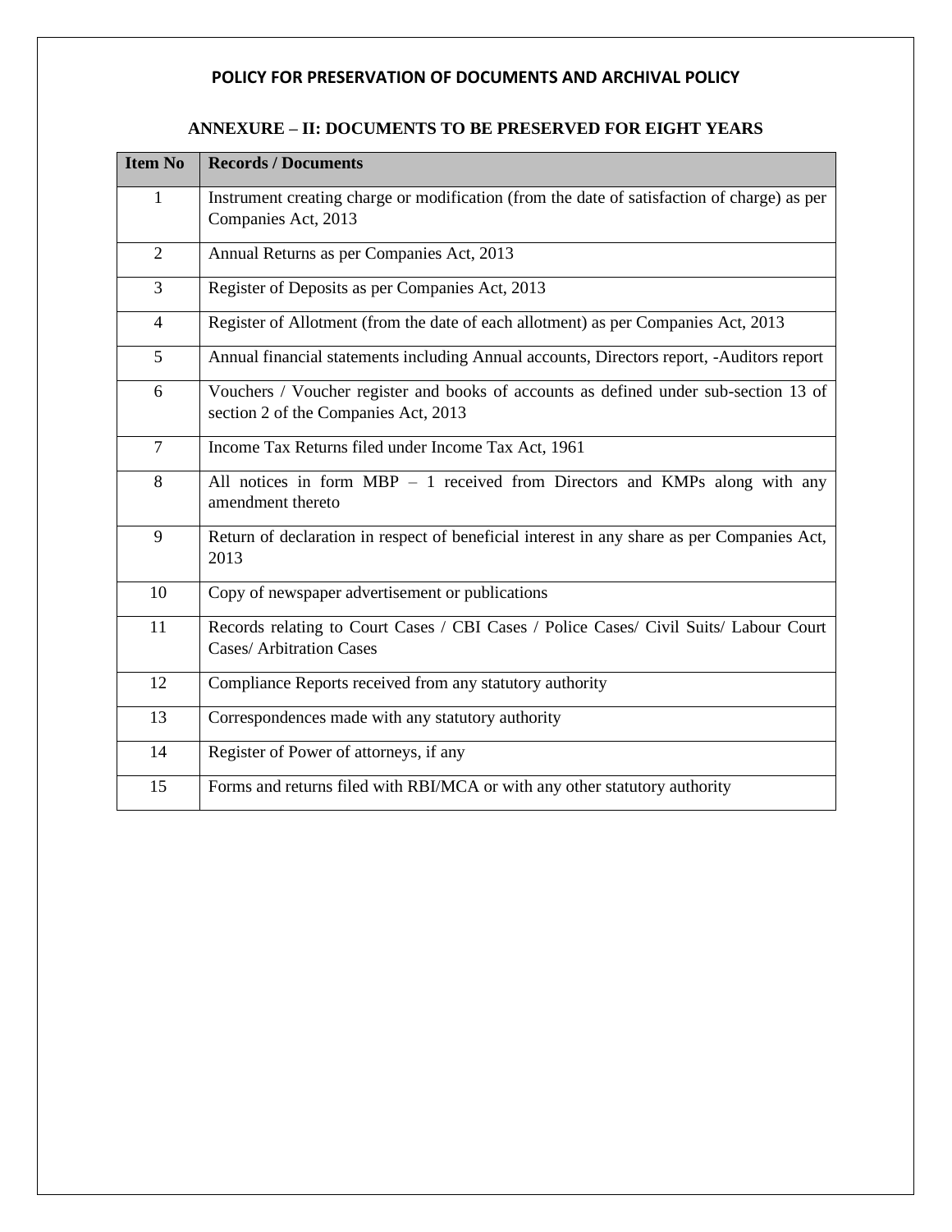## POLICY FOR PRESERVATION OF DOCUMENTS AND ARCHIVAL POLICY

### ANNEXURE – II: DOCUMENTS TO BE PRESERVED FOR EIGHT YEARS

| Item No | Records / Documents |
|---|---|
| 1 | Instrument creating charge or modification (from the date of satisfaction of charge) as per Companies Act, 2013 |
| 2 | Annual Returns as per Companies Act, 2013 |
| 3 | Register of Deposits as per Companies Act, 2013 |
| 4 | Register of Allotment (from the date of each allotment) as per Companies Act, 2013 |
| 5 | Annual financial statements including Annual accounts, Directors report, -Auditors report |
| 6 | Vouchers / Voucher register and books of accounts as defined under sub-section 13 of section 2 of the Companies Act, 2013 |
| 7 | Income Tax Returns filed under Income Tax Act, 1961 |
| 8 | All notices in form MBP – 1 received from Directors and KMPs along with any amendment thereto |
| 9 | Return of declaration in respect of beneficial interest in any share as per Companies Act, 2013 |
| 10 | Copy of newspaper advertisement or publications |
| 11 | Records relating to Court Cases / CBI Cases / Police Cases/ Civil Suits/ Labour Court Cases/ Arbitration Cases |
| 12 | Compliance Reports received from any statutory authority |
| 13 | Correspondences made with any statutory authority |
| 14 | Register of Power of attorneys, if any |
| 15 | Forms and returns filed with RBI/MCA or with any other statutory authority |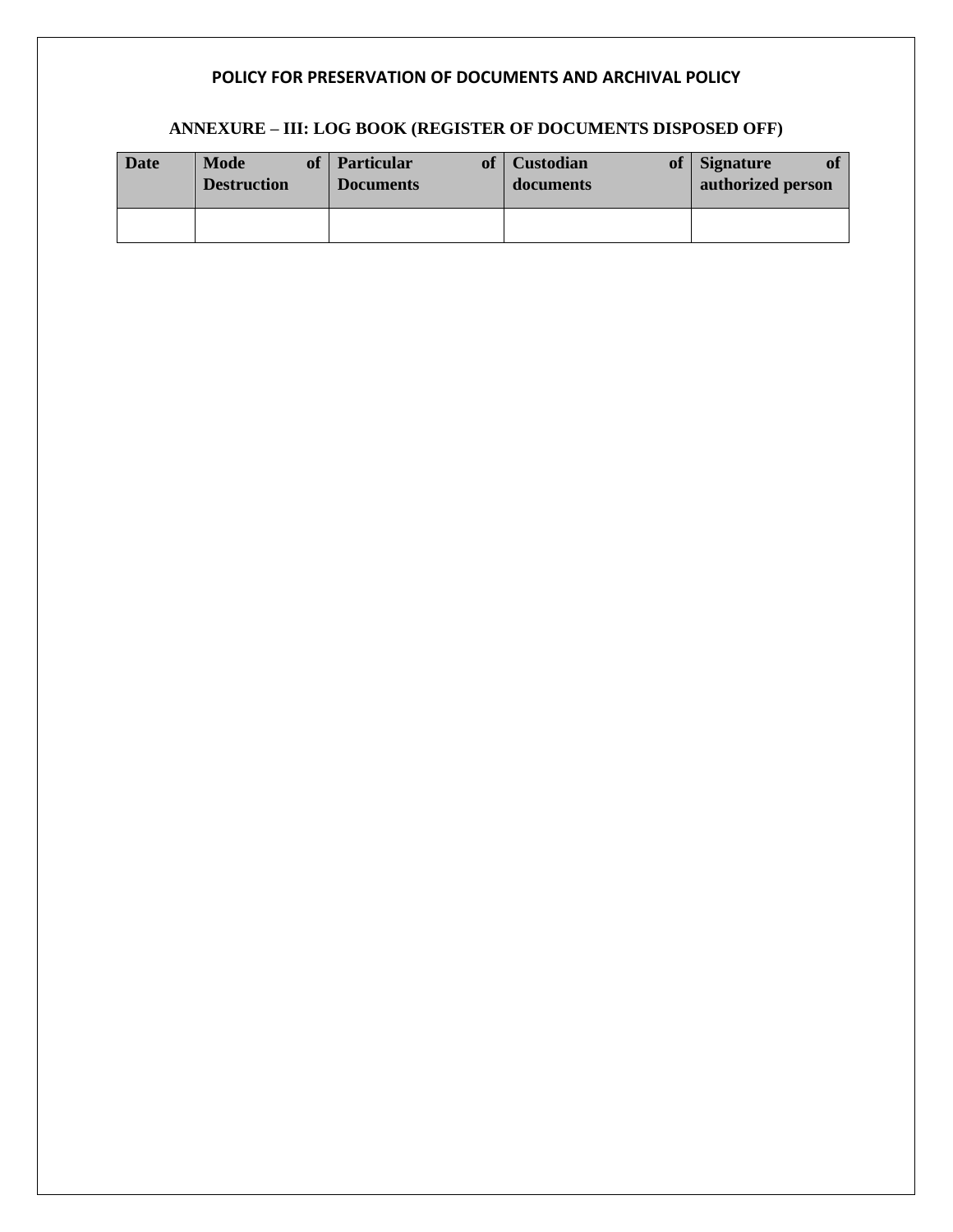## ANNEXURE – III: LOG BOOK (REGISTER OF DOCUMENTS DISPOSED OFF)

| Date | Mode of Destruction | Particular of Documents | Custodian of documents | Signature of authorized person |
|---|---|---|---|---|
| | | | | |